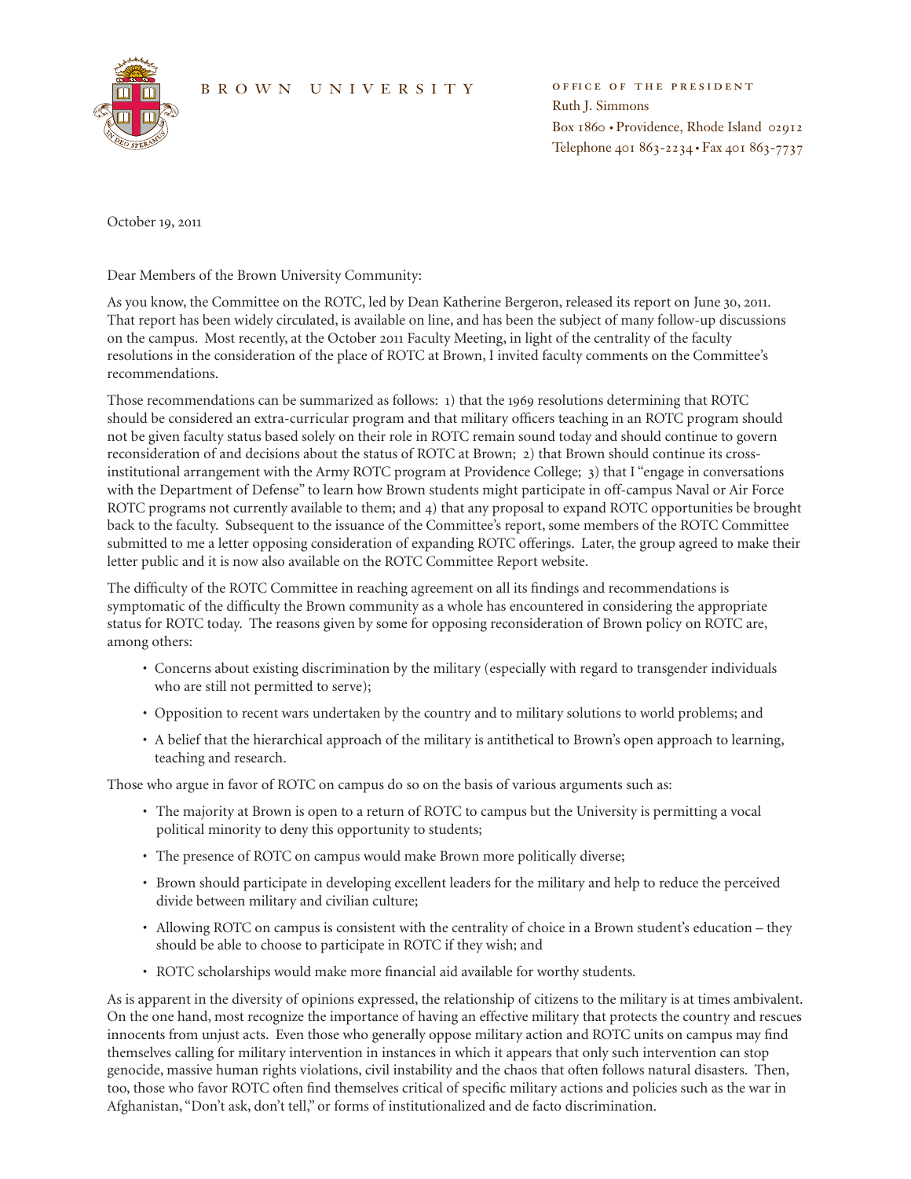BROWN UNIVERSITY

OFFICE OF THE PRESIDENT
Ruth J. Simmons
Box 1860 • Providence, Rhode Island 02912
Telephone 401 863-2234 • Fax 401 863-7737

October 19, 2011

Dear Members of the Brown University Community:

As you know, the Committee on the ROTC, led by Dean Katherine Bergeron, released its report on June 30, 2011. That report has been widely circulated, is available on line, and has been the subject of many follow-up discussions on the campus. Most recently, at the October 2011 Faculty Meeting, in light of the centrality of the faculty resolutions in the consideration of the place of ROTC at Brown, I invited faculty comments on the Committee's recommendations.

Those recommendations can be summarized as follows: 1) that the 1969 resolutions determining that ROTC should be considered an extra-curricular program and that military officers teaching in an ROTC program should not be given faculty status based solely on their role in ROTC remain sound today and should continue to govern reconsideration of and decisions about the status of ROTC at Brown; 2) that Brown should continue its cross-institutional arrangement with the Army ROTC program at Providence College; 3) that I "engage in conversations with the Department of Defense" to learn how Brown students might participate in off-campus Naval or Air Force ROTC programs not currently available to them; and 4) that any proposal to expand ROTC opportunities be brought back to the faculty. Subsequent to the issuance of the Committee's report, some members of the ROTC Committee submitted to me a letter opposing consideration of expanding ROTC offerings. Later, the group agreed to make their letter public and it is now also available on the ROTC Committee Report website.

The difficulty of the ROTC Committee in reaching agreement on all its findings and recommendations is symptomatic of the difficulty the Brown community as a whole has encountered in considering the appropriate status for ROTC today. The reasons given by some for opposing reconsideration of Brown policy on ROTC are, among others:

- Concerns about existing discrimination by the military (especially with regard to transgender individuals who are still not permitted to serve);
- Opposition to recent wars undertaken by the country and to military solutions to world problems; and
- A belief that the hierarchical approach of the military is antithetical to Brown's open approach to learning, teaching and research.

Those who argue in favor of ROTC on campus do so on the basis of various arguments such as:

- The majority at Brown is open to a return of ROTC to campus but the University is permitting a vocal political minority to deny this opportunity to students;
- The presence of ROTC on campus would make Brown more politically diverse;
- Brown should participate in developing excellent leaders for the military and help to reduce the perceived divide between military and civilian culture;
- Allowing ROTC on campus is consistent with the centrality of choice in a Brown student's education – they should be able to choose to participate in ROTC if they wish; and
- ROTC scholarships would make more financial aid available for worthy students.

As is apparent in the diversity of opinions expressed, the relationship of citizens to the military is at times ambivalent. On the one hand, most recognize the importance of having an effective military that protects the country and rescues innocents from unjust acts. Even those who generally oppose military action and ROTC units on campus may find themselves calling for military intervention in instances in which it appears that only such intervention can stop genocide, massive human rights violations, civil instability and the chaos that often follows natural disasters. Then, too, those who favor ROTC often find themselves critical of specific military actions and policies such as the war in Afghanistan, "Don't ask, don't tell," or forms of institutionalized and de facto discrimination.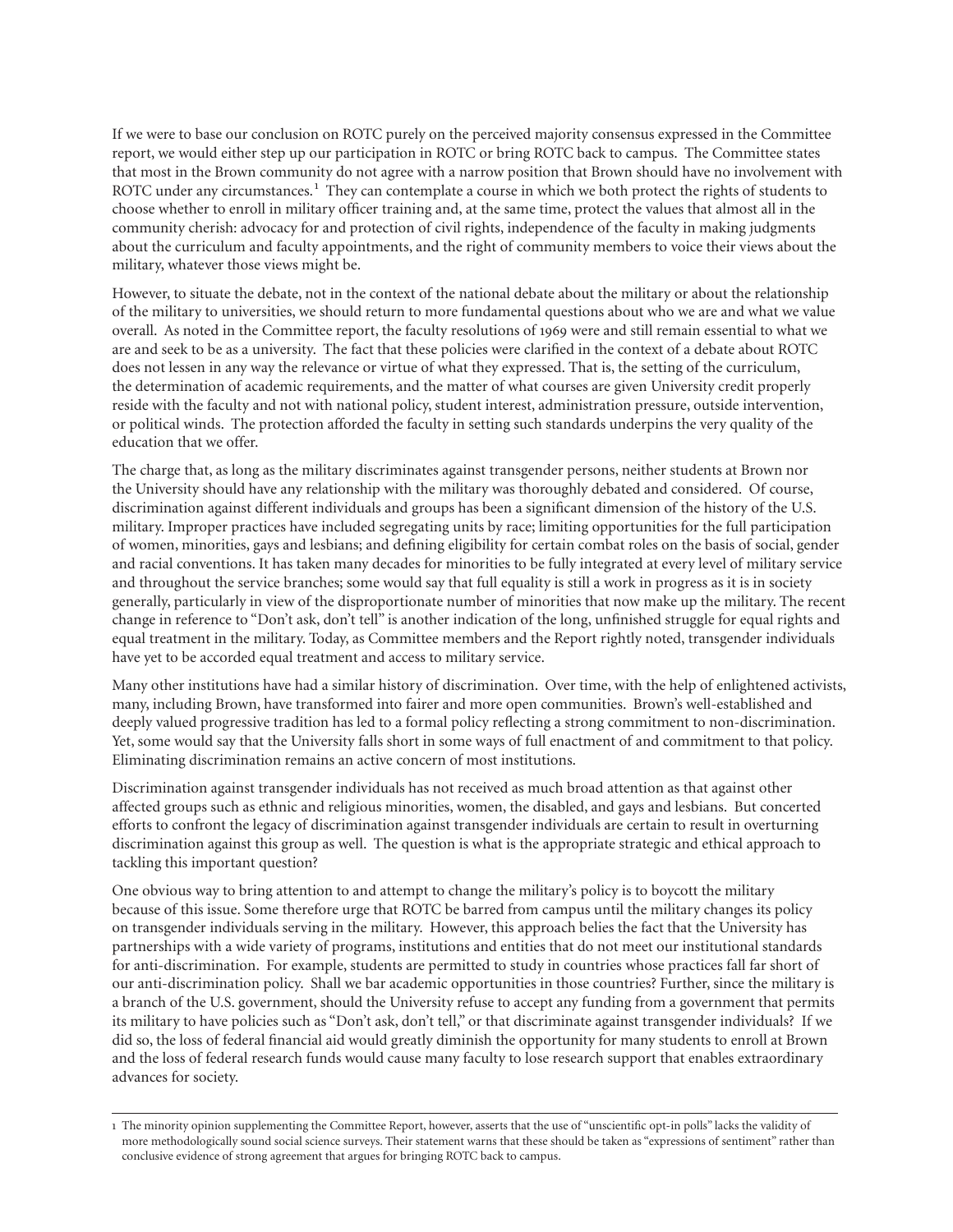If we were to base our conclusion on ROTC purely on the perceived majority consensus expressed in the Committee report, we would either step up our participation in ROTC or bring ROTC back to campus. The Committee states that most in the Brown community do not agree with a narrow position that Brown should have no involvement with ROTC under any circumstances.[1] They can contemplate a course in which we both protect the rights of students to choose whether to enroll in military officer training and, at the same time, protect the values that almost all in the community cherish: advocacy for and protection of civil rights, independence of the faculty in making judgments about the curriculum and faculty appointments, and the right of community members to voice their views about the military, whatever those views might be.

However, to situate the debate, not in the context of the national debate about the military or about the relationship of the military to universities, we should return to more fundamental questions about who we are and what we value overall. As noted in the Committee report, the faculty resolutions of 1969 were and still remain essential to what we are and seek to be as a university. The fact that these policies were clarified in the context of a debate about ROTC does not lessen in any way the relevance or virtue of what they expressed. That is, the setting of the curriculum, the determination of academic requirements, and the matter of what courses are given University credit properly reside with the faculty and not with national policy, student interest, administration pressure, outside intervention, or political winds. The protection afforded the faculty in setting such standards underpins the very quality of the education that we offer.

The charge that, as long as the military discriminates against transgender persons, neither students at Brown nor the University should have any relationship with the military was thoroughly debated and considered. Of course, discrimination against different individuals and groups has been a significant dimension of the history of the U.S. military. Improper practices have included segregating units by race; limiting opportunities for the full participation of women, minorities, gays and lesbians; and defining eligibility for certain combat roles on the basis of social, gender and racial conventions. It has taken many decades for minorities to be fully integrated at every level of military service and throughout the service branches; some would say that full equality is still a work in progress as it is in society generally, particularly in view of the disproportionate number of minorities that now make up the military. The recent change in reference to "Don't ask, don't tell" is another indication of the long, unfinished struggle for equal rights and equal treatment in the military. Today, as Committee members and the Report rightly noted, transgender individuals have yet to be accorded equal treatment and access to military service.

Many other institutions have had a similar history of discrimination. Over time, with the help of enlightened activists, many, including Brown, have transformed into fairer and more open communities. Brown's well-established and deeply valued progressive tradition has led to a formal policy reflecting a strong commitment to non-discrimination. Yet, some would say that the University falls short in some ways of full enactment of and commitment to that policy. Eliminating discrimination remains an active concern of most institutions.

Discrimination against transgender individuals has not received as much broad attention as that against other affected groups such as ethnic and religious minorities, women, the disabled, and gays and lesbians. But concerted efforts to confront the legacy of discrimination against transgender individuals are certain to result in overturning discrimination against this group as well. The question is what is the appropriate strategic and ethical approach to tackling this important question?

One obvious way to bring attention to and attempt to change the military's policy is to boycott the military because of this issue. Some therefore urge that ROTC be barred from campus until the military changes its policy on transgender individuals serving in the military. However, this approach belies the fact that the University has partnerships with a wide variety of programs, institutions and entities that do not meet our institutional standards for anti-discrimination. For example, students are permitted to study in countries whose practices fall far short of our anti-discrimination policy. Shall we bar academic opportunities in those countries? Further, since the military is a branch of the U.S. government, should the University refuse to accept any funding from a government that permits its military to have policies such as "Don't ask, don't tell," or that discriminate against transgender individuals? If we did so, the loss of federal financial aid would greatly diminish the opportunity for many students to enroll at Brown and the loss of federal research funds would cause many faculty to lose research support that enables extraordinary advances for society.

---

1 The minority opinion supplementing the Committee Report, however, asserts that the use of "unscientific opt-in polls" lacks the validity of more methodologically sound social science surveys. Their statement warns that these should be taken as "expressions of sentiment" rather than conclusive evidence of strong agreement that argues for bringing ROTC back to campus.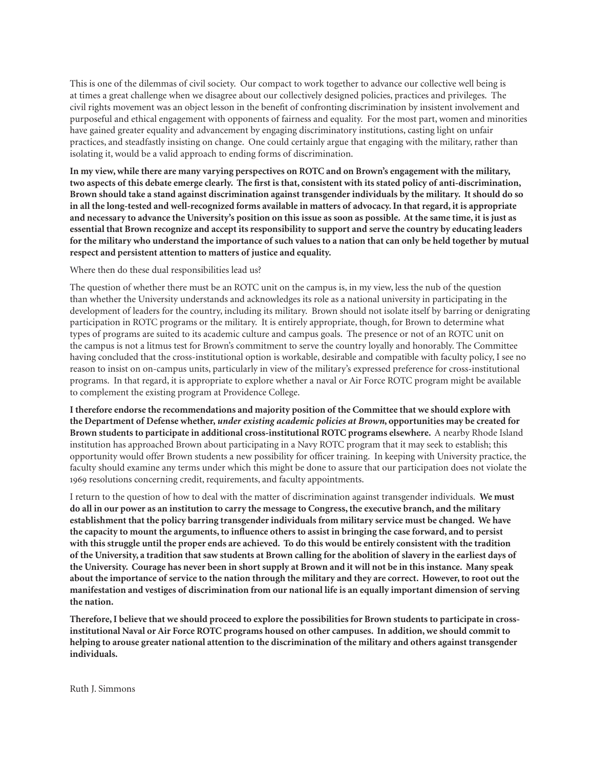This is one of the dilemmas of civil society. Our compact to work together to advance our collective well being is at times a great challenge when we disagree about our collectively designed policies, practices and privileges. The civil rights movement was an object lesson in the benefit of confronting discrimination by insistent involvement and purposeful and ethical engagement with opponents of fairness and equality. For the most part, women and minorities have gained greater equality and advancement by engaging discriminatory institutions, casting light on unfair practices, and steadfastly insisting on change. One could certainly argue that engaging with the military, rather than isolating it, would be a valid approach to ending forms of discrimination.

**In my view, while there are many varying perspectives on ROTC and on Brown's engagement with the military, two aspects of this debate emerge clearly. The first is that, consistent with its stated policy of anti-discrimination, Brown should take a stand against discrimination against transgender individuals by the military. It should do so in all the long-tested and well-recognized forms available in matters of advocacy. In that regard, it is appropriate and necessary to advance the University's position on this issue as soon as possible. At the same time, it is just as essential that Brown recognize and accept its responsibility to support and serve the country by educating leaders for the military who understand the importance of such values to a nation that can only be held together by mutual respect and persistent attention to matters of justice and equality.**

Where then do these dual responsibilities lead us?

The question of whether there must be an ROTC unit on the campus is, in my view, less the nub of the question than whether the University understands and acknowledges its role as a national university in participating in the development of leaders for the country, including its military. Brown should not isolate itself by barring or denigrating participation in ROTC programs or the military. It is entirely appropriate, though, for Brown to determine what types of programs are suited to its academic culture and campus goals. The presence or not of an ROTC unit on the campus is not a litmus test for Brown's commitment to serve the country loyally and honorably. The Committee having concluded that the cross-institutional option is workable, desirable and compatible with faculty policy, I see no reason to insist on on-campus units, particularly in view of the military's expressed preference for cross-institutional programs. In that regard, it is appropriate to explore whether a naval or Air Force ROTC program might be available to complement the existing program at Providence College.

**I therefore endorse the recommendations and majority position of the Committee that we should explore with the Department of Defense whether, *under existing academic policies at Brown*, opportunities may be created for Brown students to participate in additional cross-institutional ROTC programs elsewhere.** A nearby Rhode Island institution has approached Brown about participating in a Navy ROTC program that it may seek to establish; this opportunity would offer Brown students a new possibility for officer training. In keeping with University practice, the faculty should examine any terms under which this might be done to assure that our participation does not violate the 1969 resolutions concerning credit, requirements, and faculty appointments.

I return to the question of how to deal with the matter of discrimination against transgender individuals. **We must do all in our power as an institution to carry the message to Congress, the executive branch, and the military establishment that the policy barring transgender individuals from military service must be changed. We have the capacity to mount the arguments, to influence others to assist in bringing the case forward, and to persist with this struggle until the proper ends are achieved. To do this would be entirely consistent with the tradition of the University, a tradition that saw students at Brown calling for the abolition of slavery in the earliest days of the University. Courage has never been in short supply at Brown and it will not be in this instance. Many speak about the importance of service to the nation through the military and they are correct. However, to root out the manifestation and vestiges of discrimination from our national life is an equally important dimension of serving the nation.**

**Therefore, I believe that we should proceed to explore the possibilities for Brown students to participate in cross-institutional Naval or Air Force ROTC programs housed on other campuses. In addition, we should commit to helping to arouse greater national attention to the discrimination of the military and others against transgender individuals.**

Ruth J. Simmons